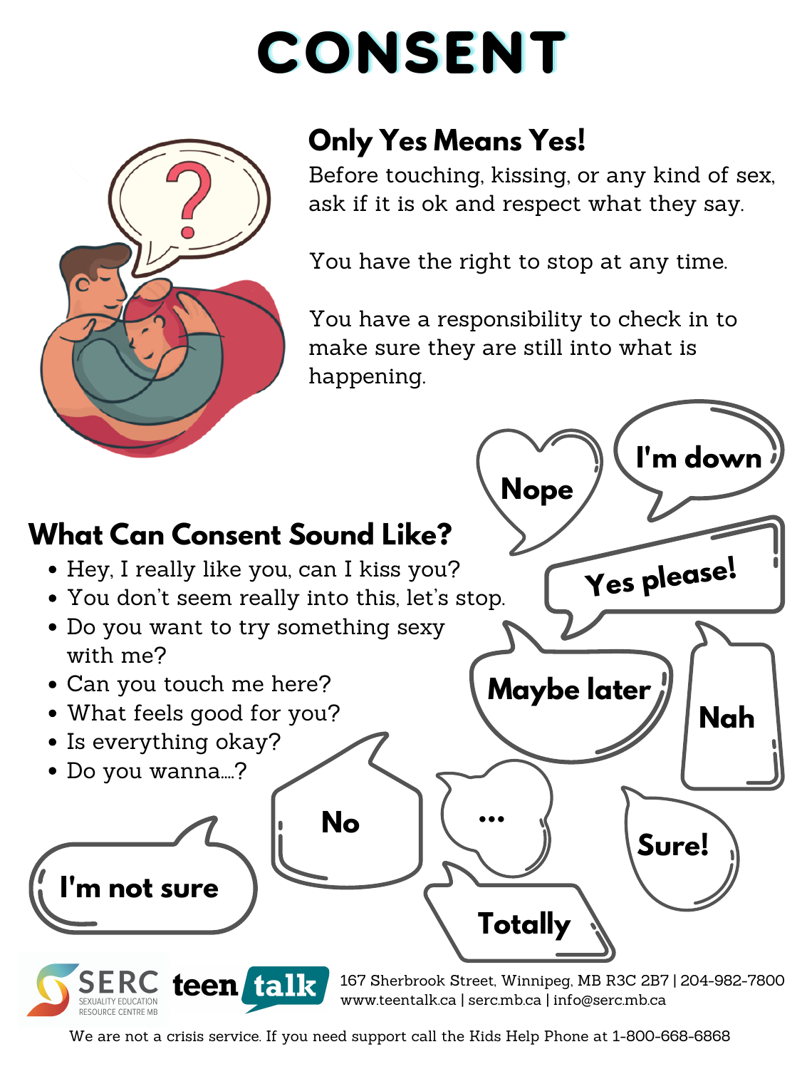# CONSENT

## Only Yes Means Yes!

Before touching, kissing, or any kind of sex, ask if it is ok and respect what they say.

You have the right to stop at any time.

You have a responsibility to check in to make sure they are still into what is happening.

## What Can Consent Sound Like?

- Hey, I really like you, can I kiss you?
- You don't seem really into this, let's stop.
- Do you want to try something sexy with me?
- Can you touch me here?
- What feels good for you?
- Is everything okay?
- Do you wanna....?

Nope

I'm down

Yes please!

Maybe later

Nah

No

...

Sure!

I'm not sure

Totally

SERC SEXUALITY EDUCATION RESOURCE CENTRE MB | teen talk

167 Sherbrook Street, Winnipeg, MB R3C 2B7 | 204-982-7800
www.teentalk.ca | serc.mb.ca | info@serc.mb.ca

We are not a crisis service. If you need support call the Kids Help Phone at 1-800-668-6868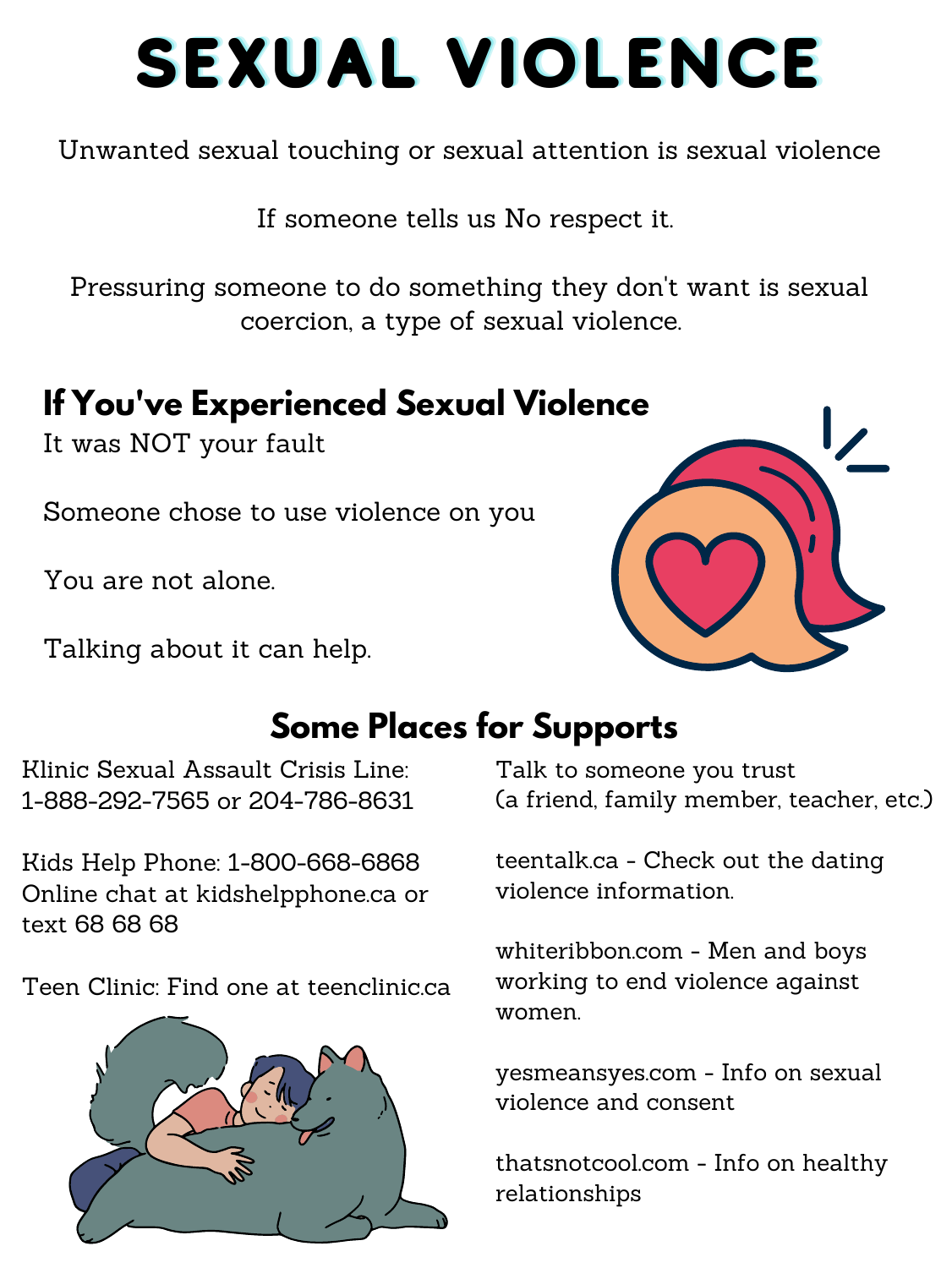# SEXUAL VIOLENCE

Unwanted sexual touching or sexual attention is sexual violence

If someone tells us No respect it.

Pressuring someone to do something they don't want is sexual coercion, a type of sexual violence.

## If You've Experienced Sexual Violence

It was NOT your fault

Someone chose to use violence on you

You are not alone.

Talking about it can help.

## Some Places for Supports

Klinic Sexual Assault Crisis Line:
1-888-292-7565 or 204-786-8631

Kids Help Phone: 1-800-668-6868
Online chat at kidshelpphone.ca or text 68 68 68

Teen Clinic: Find one at teenclinic.ca

Talk to someone you trust
(a friend, family member, teacher, etc.)

teentalk.ca - Check out the dating violence information.

whiteribbon.com - Men and boys working to end violence against women.

yesmeansyes.com - Info on sexual violence and consent

thatsnotcool.com - Info on healthy relationships